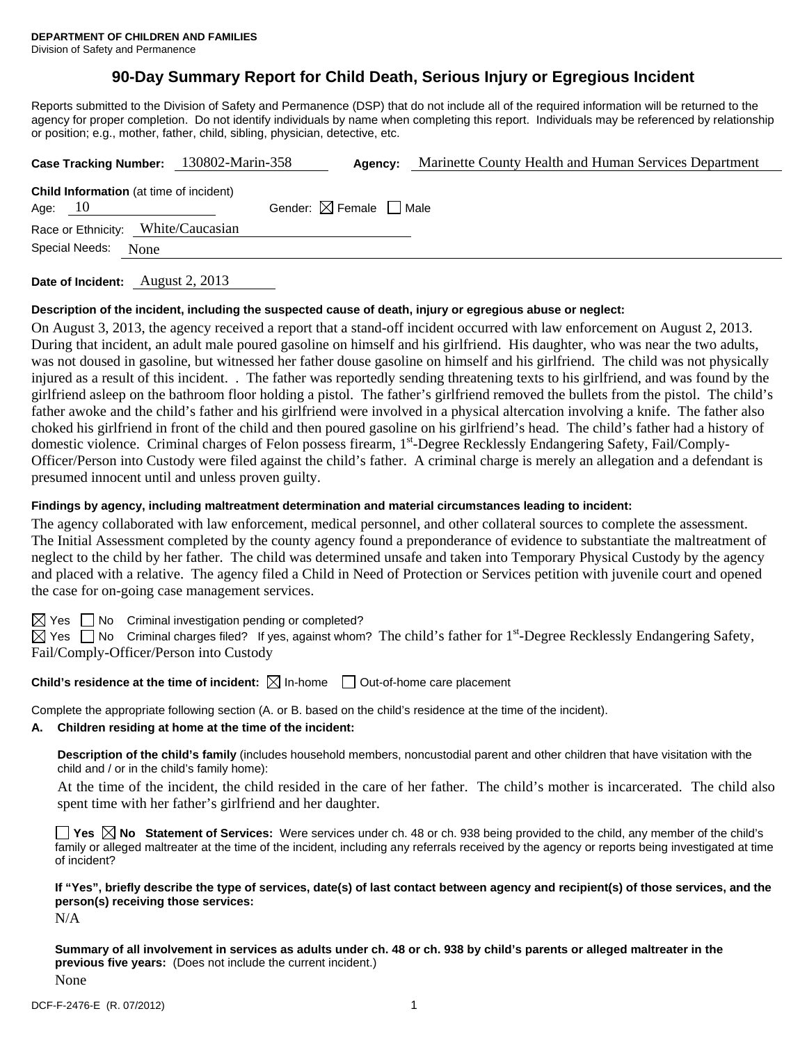**DEPARTMENT OF CHILDREN AND FAMILIES**
Division of Safety and Permanence

# 90-Day Summary Report for Child Death, Serious Injury or Egregious Incident

Reports submitted to the Division of Safety and Permanence (DSP) that do not include all of the required information will be returned to the agency for proper completion. Do not identify individuals by name when completing this report. Individuals may be referenced by relationship or position; e.g., mother, father, child, sibling, physician, detective, etc.

**Case Tracking Number:** 130802-Marin-358 **Agency:** Marinette County Health and Human Services Department

**Child Information** (at time of incident)
Age: 10 Gender: ☒ Female ☐ Male
Race or Ethnicity: White/Caucasian
Special Needs: None

**Date of Incident:** August 2, 2013

**Description of the incident, including the suspected cause of death, injury or egregious abuse or neglect:**

On August 3, 2013, the agency received a report that a stand-off incident occurred with law enforcement on August 2, 2013. During that incident, an adult male poured gasoline on himself and his girlfriend. His daughter, who was near the two adults, was not doused in gasoline, but witnessed her father douse gasoline on himself and his girlfriend. The child was not physically injured as a result of this incident. . The father was reportedly sending threatening texts to his girlfriend, and was found by the girlfriend asleep on the bathroom floor holding a pistol. The father's girlfriend removed the bullets from the pistol. The child's father awoke and the child's father and his girlfriend were involved in a physical altercation involving a knife. The father also choked his girlfriend in front of the child and then poured gasoline on his girlfriend's head. The child's father had a history of domestic violence. Criminal charges of Felon possess firearm, 1st-Degree Recklessly Endangering Safety, Fail/Comply-Officer/Person into Custody were filed against the child's father. A criminal charge is merely an allegation and a defendant is presumed innocent until and unless proven guilty.

**Findings by agency, including maltreatment determination and material circumstances leading to incident:**

The agency collaborated with law enforcement, medical personnel, and other collateral sources to complete the assessment. The Initial Assessment completed by the county agency found a preponderance of evidence to substantiate the maltreatment of neglect to the child by her father. The child was determined unsafe and taken into Temporary Physical Custody by the agency and placed with a relative. The agency filed a Child in Need of Protection or Services petition with juvenile court and opened the case for on-going case management services.

☒ Yes ☐ No Criminal investigation pending or completed?
☒ Yes ☐ No Criminal charges filed? If yes, against whom? The child's father for 1st-Degree Recklessly Endangering Safety, Fail/Comply-Officer/Person into Custody

**Child's residence at the time of incident:** ☒ In-home ☐ Out-of-home care placement

Complete the appropriate following section (A. or B. based on the child's residence at the time of the incident).

**A. Children residing at home at the time of the incident:**

**Description of the child's family** (includes household members, noncustodial parent and other children that have visitation with the child and / or in the child's family home):

At the time of the incident, the child resided in the care of her father. The child's mother is incarcerated. The child also spent time with her father's girlfriend and her daughter.

☐ **Yes** ☒ **No Statement of Services:** Were services under ch. 48 or ch. 938 being provided to the child, any member of the child's family or alleged maltreater at the time of the incident, including any referrals received by the agency or reports being investigated at time of incident?

**If "Yes", briefly describe the type of services, date(s) of last contact between agency and recipient(s) of those services, and the person(s) receiving those services:**

N/A

**Summary of all involvement in services as adults under ch. 48 or ch. 938 by child's parents or alleged maltreater in the previous five years:** (Does not include the current incident.)

None

DCF-F-2476-E (R. 07/2012)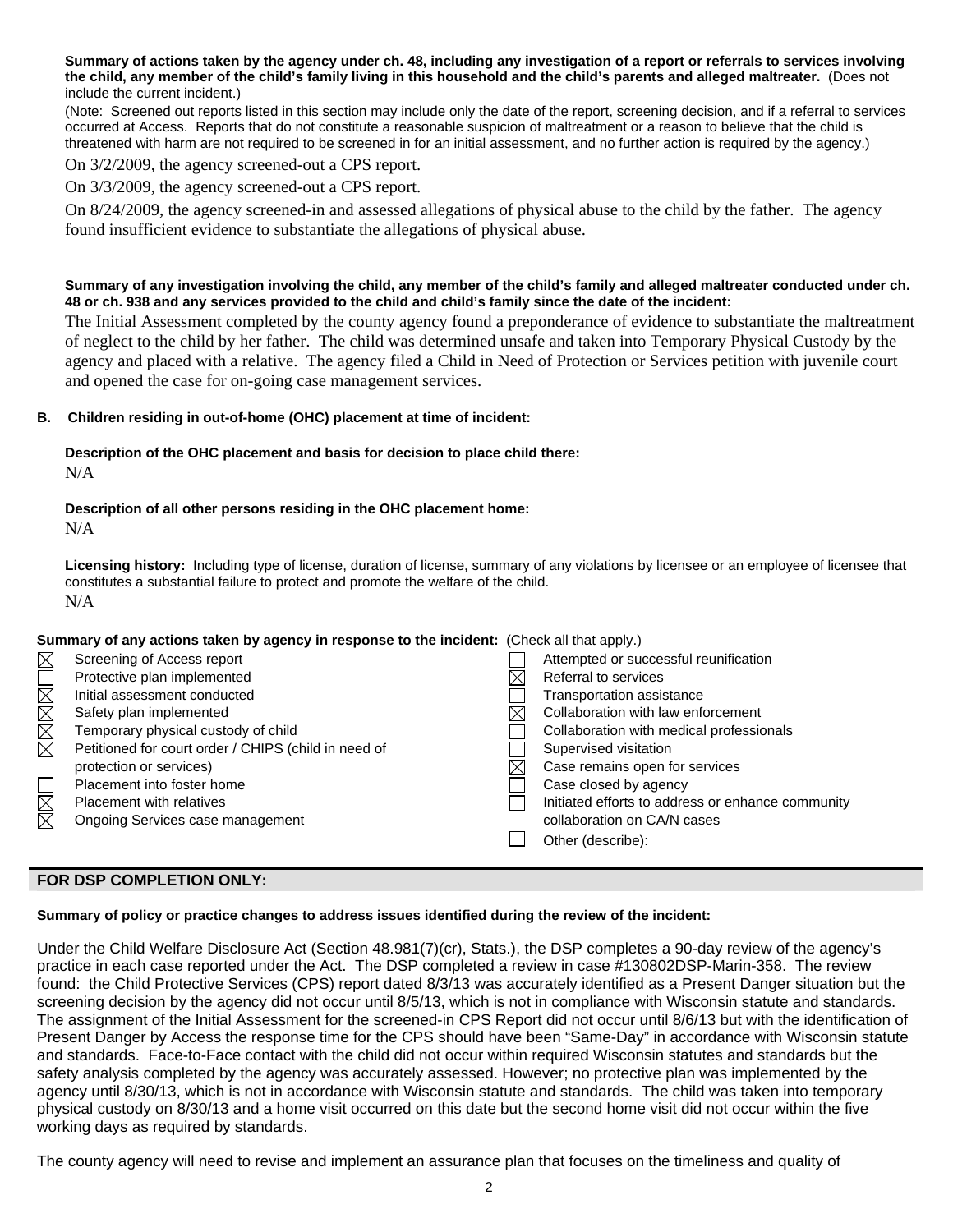**Summary of actions taken by the agency under ch. 48, including any investigation of a report or referrals to services involving the child, any member of the child's family living in this household and the child's parents and alleged maltreater.** (Does not include the current incident.)

(Note: Screened out reports listed in this section may include only the date of the report, screening decision, and if a referral to services occurred at Access. Reports that do not constitute a reasonable suspicion of maltreatment or a reason to believe that the child is threatened with harm are not required to be screened in for an initial assessment, and no further action is required by the agency.)

On 3/2/2009, the agency screened-out a CPS report.

On 3/3/2009, the agency screened-out a CPS report.

On 8/24/2009, the agency screened-in and assessed allegations of physical abuse to the child by the father. The agency found insufficient evidence to substantiate the allegations of physical abuse.

**Summary of any investigation involving the child, any member of the child's family and alleged maltreater conducted under ch. 48 or ch. 938 and any services provided to the child and child's family since the date of the incident:**

The Initial Assessment completed by the county agency found a preponderance of evidence to substantiate the maltreatment of neglect to the child by her father. The child was determined unsafe and taken into Temporary Physical Custody by the agency and placed with a relative. The agency filed a Child in Need of Protection or Services petition with juvenile court and opened the case for on-going case management services.

**B. Children residing in out-of-home (OHC) placement at time of incident:**

**Description of the OHC placement and basis for decision to place child there:**

N/A

**Description of all other persons residing in the OHC placement home:**

N/A

**Licensing history:** Including type of license, duration of license, summary of any violations by licensee or an employee of licensee that constitutes a substantial failure to protect and promote the welfare of the child.

N/A

**Summary of any actions taken by agency in response to the incident:** (Check all that apply.)

- [x] Screening of Access report
- [ ] Protective plan implemented
- [x] Initial assessment conducted
- [x] Safety plan implemented
- [x] Temporary physical custody of child
- [x] Petitioned for court order / CHIPS (child in need of protection or services)
- [ ] Placement into foster home
- [x] Placement with relatives
- [x] Ongoing Services case management
- [ ] Attempted or successful reunification
- [x] Referral to services
- [ ] Transportation assistance
- [x] Collaboration with law enforcement
- [ ] Collaboration with medical professionals
- [ ] Supervised visitation
- [x] Case remains open for services
- [ ] Case closed by agency
- [ ] Initiated efforts to address or enhance community collaboration on CA/N cases
- [ ] Other (describe):

## FOR DSP COMPLETION ONLY:

**Summary of policy or practice changes to address issues identified during the review of the incident:**

Under the Child Welfare Disclosure Act (Section 48.981(7)(cr), Stats.), the DSP completes a 90-day review of the agency's practice in each case reported under the Act. The DSP completed a review in case #130802DSP-Marin-358. The review found: the Child Protective Services (CPS) report dated 8/3/13 was accurately identified as a Present Danger situation but the screening decision by the agency did not occur until 8/5/13, which is not in compliance with Wisconsin statute and standards. The assignment of the Initial Assessment for the screened-in CPS Report did not occur until 8/6/13 but with the identification of Present Danger by Access the response time for the CPS should have been "Same-Day" in accordance with Wisconsin statute and standards. Face-to-Face contact with the child did not occur within required Wisconsin statutes and standards but the safety analysis completed by the agency was accurately assessed. However; no protective plan was implemented by the agency until 8/30/13, which is not in accordance with Wisconsin statute and standards. The child was taken into temporary physical custody on 8/30/13 and a home visit occurred on this date but the second home visit did not occur within the five working days as required by standards.

The county agency will need to revise and implement an assurance plan that focuses on the timeliness and quality of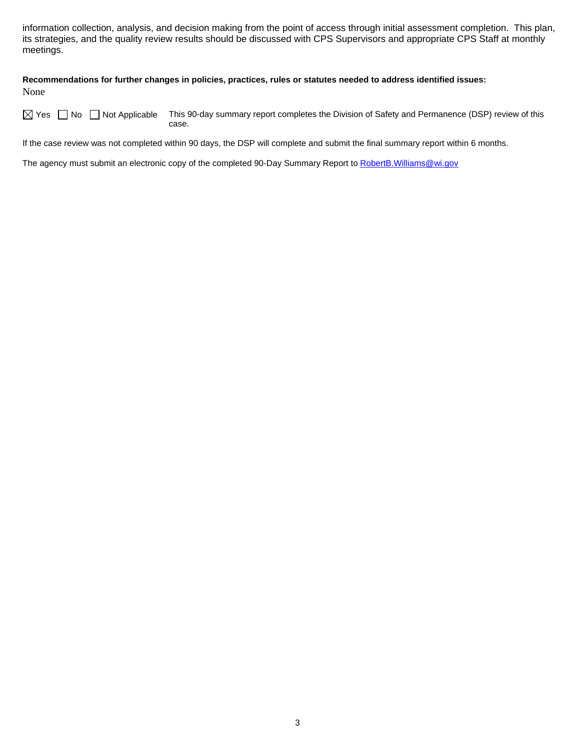information collection, analysis, and decision making from the point of access through initial assessment completion. This plan, its strategies, and the quality review results should be discussed with CPS Supervisors and appropriate CPS Staff at monthly meetings.

**Recommendations for further changes in policies, practices, rules or statutes needed to address identified issues:**

None

☒ Yes ☐ No ☐ Not Applicable This 90-day summary report completes the Division of Safety and Permanence (DSP) review of this case.

If the case review was not completed within 90 days, the DSP will complete and submit the final summary report within 6 months.

The agency must submit an electronic copy of the completed 90-Day Summary Report to RobertB.Williams@wi.gov